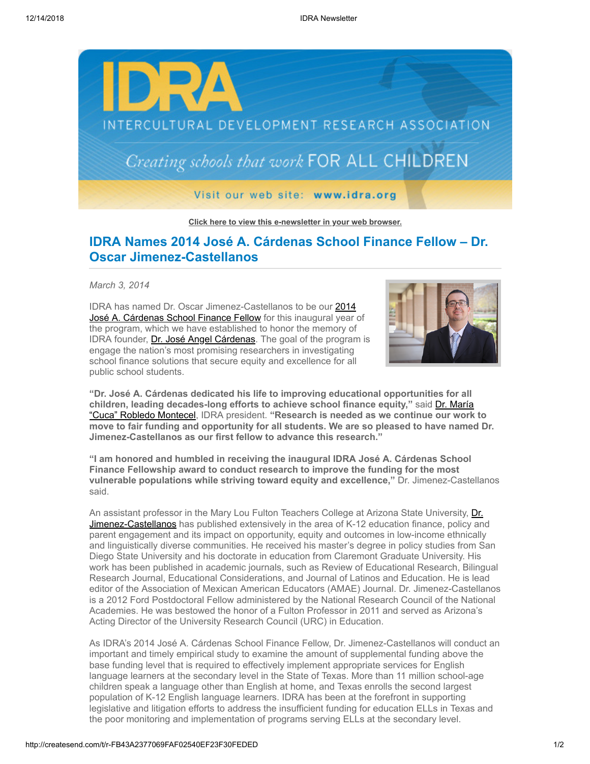Click here to view this e-newsletter in your web browser.

## IDRA Names 2014 José A. Cárdenas School Finance Fellow – Dr. Oscar Jimenez-Castellanos

*March 3, 2014*

IDRA has named Dr. Oscar Jimenez-Castellanos to be our 2014 José A. Cárdenas School Finance Fellow for this inaugural year of the program, which we have established to honor the memory of IDRA founder, Dr. José Angel Cárdenas. The goal of the program is engage the nation's most promising researchers in investigating school finance solutions that secure equity and excellence for all public school students.

**"Dr. José A. Cárdenas dedicated his life to improving educational opportunities for all children, leading decades-long efforts to achieve school finance equity,"** said Dr. María "Cuca" Robledo Montecel, IDRA president. **"Research is needed as we continue our work to move to fair funding and opportunity for all students. We are so pleased to have named Dr. Jimenez-Castellanos as our first fellow to advance this research."**

**"I am honored and humbled in receiving the inaugural IDRA José A. Cárdenas School Finance Fellowship award to conduct research to improve the funding for the most vulnerable populations while striving toward equity and excellence,"** Dr. Jimenez-Castellanos said.

An assistant professor in the Mary Lou Fulton Teachers College at Arizona State University, Dr. Jimenez-Castellanos has published extensively in the area of K-12 education finance, policy and parent engagement and its impact on opportunity, equity and outcomes in low-income ethnically and linguistically diverse communities. He received his master's degree in policy studies from San Diego State University and his doctorate in education from Claremont Graduate University. His work has been published in academic journals, such as Review of Educational Research, Bilingual Research Journal, Educational Considerations, and Journal of Latinos and Education. He is lead editor of the Association of Mexican American Educators (AMAE) Journal. Dr. Jimenez-Castellanos is a 2012 Ford Postdoctoral Fellow administered by the National Research Council of the National Academies. He was bestowed the honor of a Fulton Professor in 2011 and served as Arizona's Acting Director of the University Research Council (URC) in Education.

As IDRA's 2014 José A. Cárdenas School Finance Fellow, Dr. Jimenez-Castellanos will conduct an important and timely empirical study to examine the amount of supplemental funding above the base funding level that is required to effectively implement appropriate services for English language learners at the secondary level in the State of Texas. More than 11 million school-age children speak a language other than English at home, and Texas enrolls the second largest population of K-12 English language learners. IDRA has been at the forefront in supporting legislative and litigation efforts to address the insufficient funding for education ELLs in Texas and the poor monitoring and implementation of programs serving ELLs at the secondary level.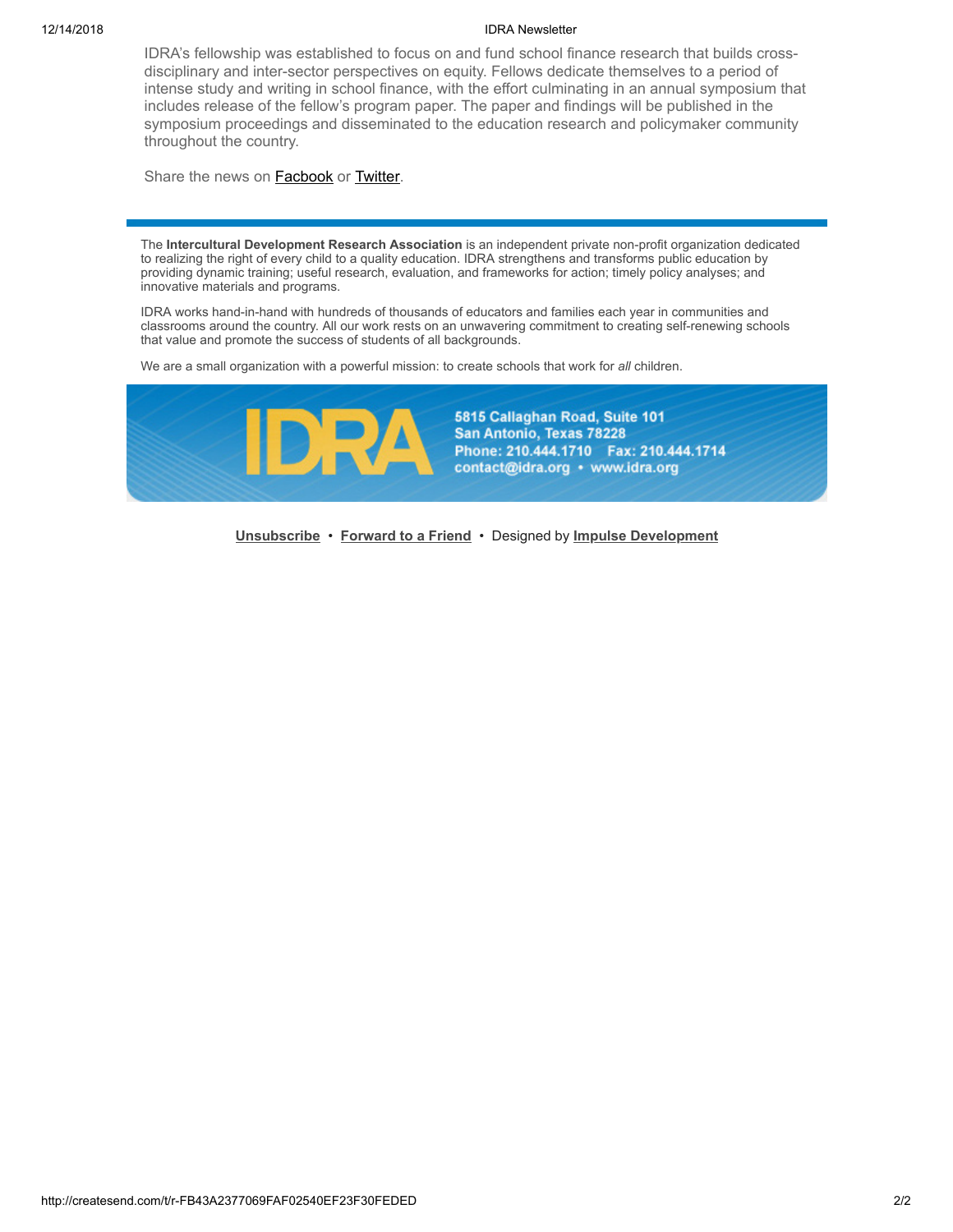IDRA's fellowship was established to focus on and fund school finance research that builds cross-disciplinary and inter-sector perspectives on equity. Fellows dedicate themselves to a period of intense study and writing in school finance, with the effort culminating in an annual symposium that includes release of the fellow's program paper. The paper and findings will be published in the symposium proceedings and disseminated to the education research and policymaker community throughout the country.

Share the news on Facbook or Twitter.

---

The **Intercultural Development Research Association** is an independent private non-profit organization dedicated to realizing the right of every child to a quality education. IDRA strengthens and transforms public education by providing dynamic training; useful research, evaluation, and frameworks for action; timely policy analyses; and innovative materials and programs.

IDRA works hand-in-hand with hundreds of thousands of educators and families each year in communities and classrooms around the country. All our work rests on an unwavering commitment to creating self-renewing schools that value and promote the success of students of all backgrounds.

We are a small organization with a powerful mission: to create schools that work for *all* children.

IDRA

5815 Callaghan Road, Suite 101
San Antonio, Texas 78228
Phone: 210.444.1710 Fax: 210.444.1714
contact@idra.org • www.idra.org

**Unsubscribe** • **Forward to a Friend** • Designed by **Impulse Development**